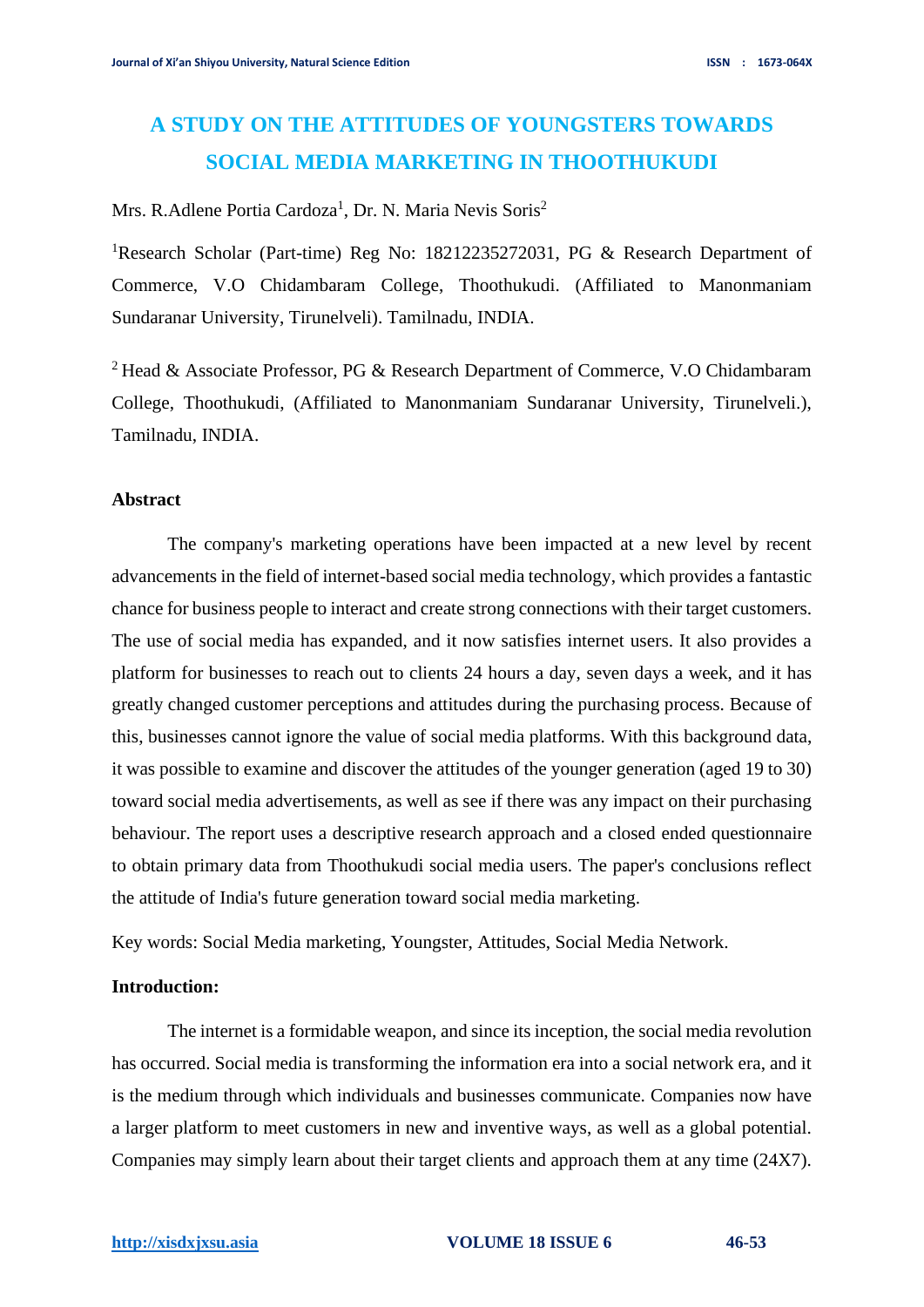# A STUDY ON THE ATTITUDES OF YOUNGSTERS TOWARDS SOCIAL MEDIA MARKETING IN THOOTHUKUDI

Mrs. R.Adlene Portia Cardoza[1], Dr. N. Maria Nevis Soris[2]

[1]Research Scholar (Part-time) Reg No: 18212235272031, PG & Research Department of Commerce, V.O Chidambaram College, Thoothukudi. (Affiliated to Manonmaniam Sundaranar University, Tirunelveli). Tamilnadu, INDIA.

[2] Head & Associate Professor, PG & Research Department of Commerce, V.O Chidambaram College, Thoothukudi, (Affiliated to Manonmaniam Sundaranar University, Tirunelveli.), Tamilnadu, INDIA.

## Abstract

The company's marketing operations have been impacted at a new level by recent advancements in the field of internet-based social media technology, which provides a fantastic chance for business people to interact and create strong connections with their target customers. The use of social media has expanded, and it now satisfies internet users. It also provides a platform for businesses to reach out to clients 24 hours a day, seven days a week, and it has greatly changed customer perceptions and attitudes during the purchasing process. Because of this, businesses cannot ignore the value of social media platforms. With this background data, it was possible to examine and discover the attitudes of the younger generation (aged 19 to 30) toward social media advertisements, as well as see if there was any impact on their purchasing behaviour. The report uses a descriptive research approach and a closed ended questionnaire to obtain primary data from Thoothukudi social media users. The paper's conclusions reflect the attitude of India's future generation toward social media marketing.

Key words: Social Media marketing, Youngster, Attitudes, Social Media Network.

## Introduction:

The internet is a formidable weapon, and since its inception, the social media revolution has occurred. Social media is transforming the information era into a social network era, and it is the medium through which individuals and businesses communicate. Companies now have a larger platform to meet customers in new and inventive ways, as well as a global potential. Companies may simply learn about their target clients and approach them at any time (24X7).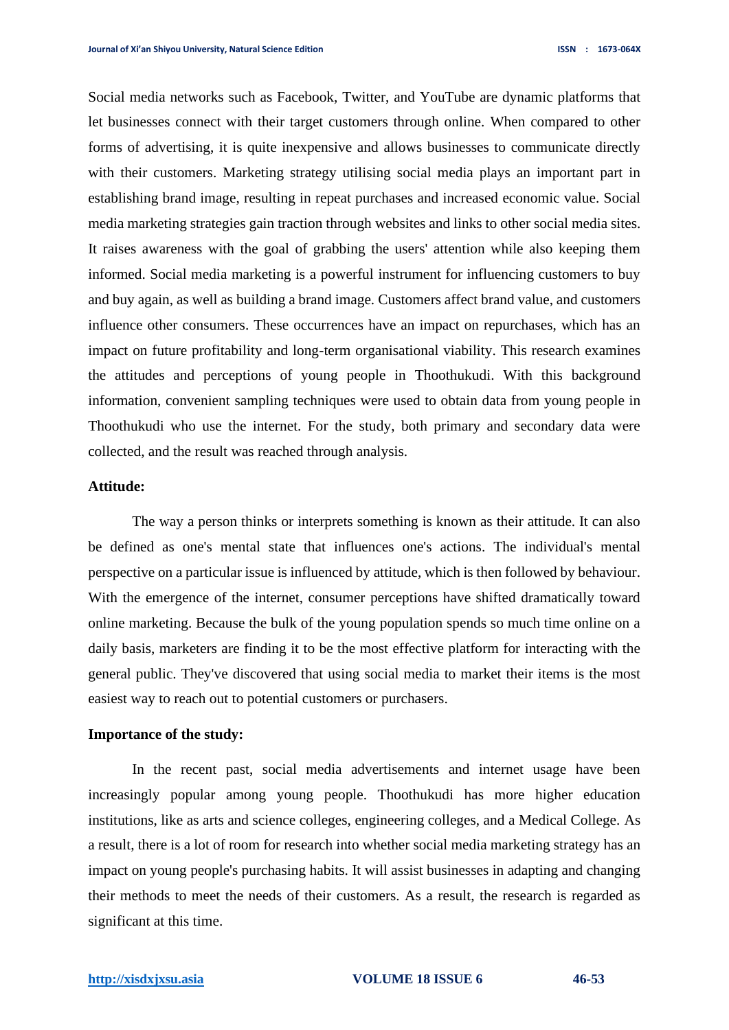Social media networks such as Facebook, Twitter, and YouTube are dynamic platforms that let businesses connect with their target customers through online. When compared to other forms of advertising, it is quite inexpensive and allows businesses to communicate directly with their customers. Marketing strategy utilising social media plays an important part in establishing brand image, resulting in repeat purchases and increased economic value. Social media marketing strategies gain traction through websites and links to other social media sites. It raises awareness with the goal of grabbing the users' attention while also keeping them informed. Social media marketing is a powerful instrument for influencing customers to buy and buy again, as well as building a brand image. Customers affect brand value, and customers influence other consumers. These occurrences have an impact on repurchases, which has an impact on future profitability and long-term organisational viability. This research examines the attitudes and perceptions of young people in Thoothukudi. With this background information, convenient sampling techniques were used to obtain data from young people in Thoothukudi who use the internet. For the study, both primary and secondary data were collected, and the result was reached through analysis.

**Attitude:**

The way a person thinks or interprets something is known as their attitude. It can also be defined as one's mental state that influences one's actions. The individual's mental perspective on a particular issue is influenced by attitude, which is then followed by behaviour. With the emergence of the internet, consumer perceptions have shifted dramatically toward online marketing. Because the bulk of the young population spends so much time online on a daily basis, marketers are finding it to be the most effective platform for interacting with the general public. They've discovered that using social media to market their items is the most easiest way to reach out to potential customers or purchasers.

**Importance of the study:**

In the recent past, social media advertisements and internet usage have been increasingly popular among young people. Thoothukudi has more higher education institutions, like as arts and science colleges, engineering colleges, and a Medical College. As a result, there is a lot of room for research into whether social media marketing strategy has an impact on young people's purchasing habits. It will assist businesses in adapting and changing their methods to meet the needs of their customers. As a result, the research is regarded as significant at this time.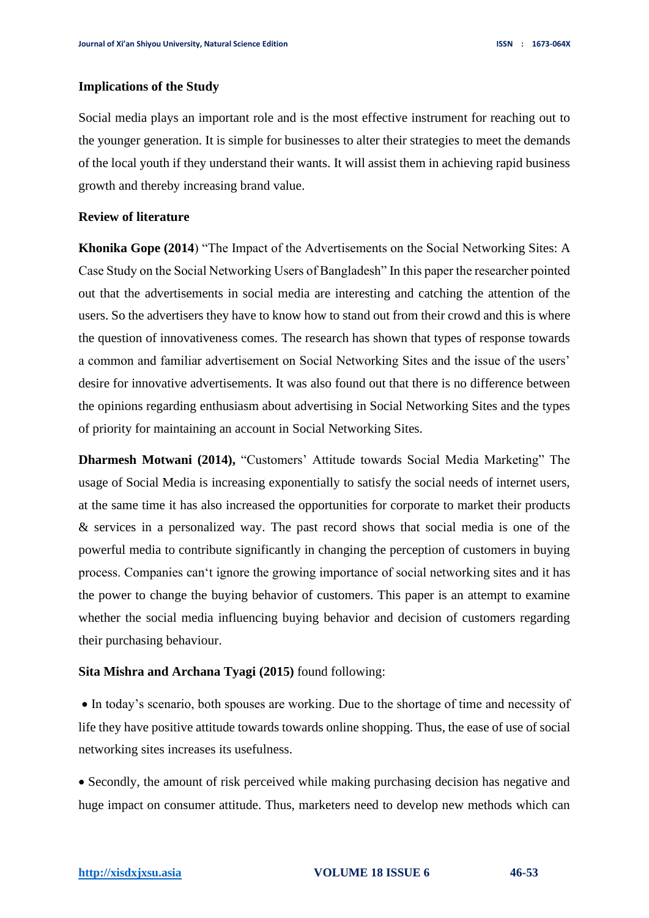**Implications of the Study**

Social media plays an important role and is the most effective instrument for reaching out to the younger generation. It is simple for businesses to alter their strategies to meet the demands of the local youth if they understand their wants. It will assist them in achieving rapid business growth and thereby increasing brand value.

**Review of literature**

**Khonika Gope (2014**) "The Impact of the Advertisements on the Social Networking Sites: A Case Study on the Social Networking Users of Bangladesh" In this paper the researcher pointed out that the advertisements in social media are interesting and catching the attention of the users. So the advertisers they have to know how to stand out from their crowd and this is where the question of innovativeness comes. The research has shown that types of response towards a common and familiar advertisement on Social Networking Sites and the issue of the users' desire for innovative advertisements. It was also found out that there is no difference between the opinions regarding enthusiasm about advertising in Social Networking Sites and the types of priority for maintaining an account in Social Networking Sites.

**Dharmesh Motwani (2014),** "Customers' Attitude towards Social Media Marketing" The usage of Social Media is increasing exponentially to satisfy the social needs of internet users, at the same time it has also increased the opportunities for corporate to market their products & services in a personalized way. The past record shows that social media is one of the powerful media to contribute significantly in changing the perception of customers in buying process. Companies can't ignore the growing importance of social networking sites and it has the power to change the buying behavior of customers. This paper is an attempt to examine whether the social media influencing buying behavior and decision of customers regarding their purchasing behaviour.

**Sita Mishra and Archana Tyagi (2015)** found following:

- In today's scenario, both spouses are working. Due to the shortage of time and necessity of life they have positive attitude towards towards online shopping. Thus, the ease of use of social networking sites increases its usefulness.

- Secondly, the amount of risk perceived while making purchasing decision has negative and huge impact on consumer attitude. Thus, marketers need to develop new methods which can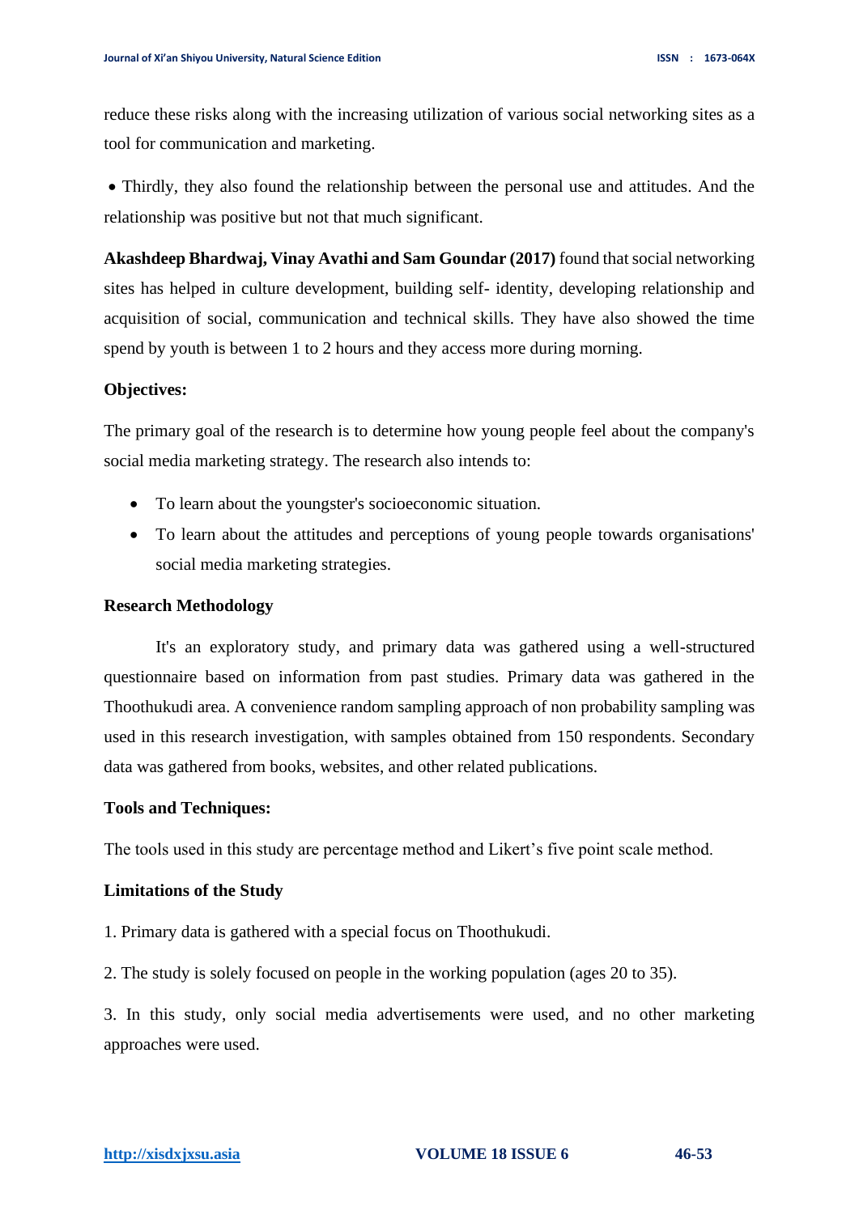reduce these risks along with the increasing utilization of various social networking sites as a tool for communication and marketing.

- Thirdly, they also found the relationship between the personal use and attitudes. And the relationship was positive but not that much significant.

**Akashdeep Bhardwaj, Vinay Avathi and Sam Goundar (2017)** found that social networking sites has helped in culture development, building self- identity, developing relationship and acquisition of social, communication and technical skills. They have also showed the time spend by youth is between 1 to 2 hours and they access more during morning.

**Objectives:**

The primary goal of the research is to determine how young people feel about the company's social media marketing strategy. The research also intends to:

- To learn about the youngster's socioeconomic situation.
- To learn about the attitudes and perceptions of young people towards organisations' social media marketing strategies.

**Research Methodology**

It's an exploratory study, and primary data was gathered using a well-structured questionnaire based on information from past studies. Primary data was gathered in the Thoothukudi area. A convenience random sampling approach of non probability sampling was used in this research investigation, with samples obtained from 150 respondents. Secondary data was gathered from books, websites, and other related publications.

**Tools and Techniques:**

The tools used in this study are percentage method and Likert's five point scale method.

**Limitations of the Study**

1. Primary data is gathered with a special focus on Thoothukudi.

2. The study is solely focused on people in the working population (ages 20 to 35).

3. In this study, only social media advertisements were used, and no other marketing approaches were used.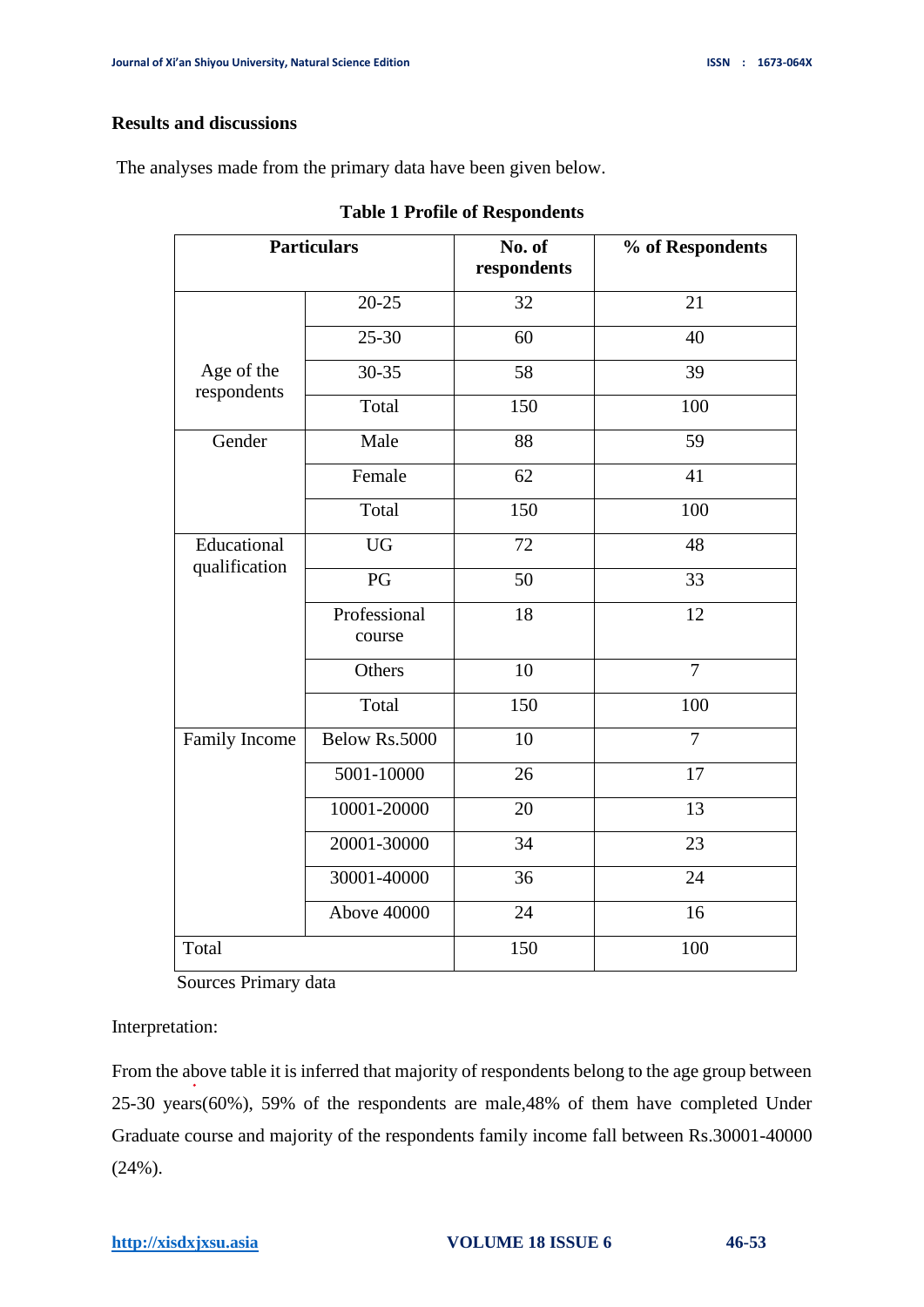## Results and discussions

The analyses made from the primary data have been given below.

**Table 1 Profile of Respondents**

| Particulars | | No. of respondents | % of Respondents |
|---|---|---|---|
| Age of the respondents | 20-25 | 32 | 21 |
| | 25-30 | 60 | 40 |
| | 30-35 | 58 | 39 |
| | Total | 150 | 100 |
| Gender | Male | 88 | 59 |
| | Female | 62 | 41 |
| | Total | 150 | 100 |
| Educational qualification | UG | 72 | 48 |
| | PG | 50 | 33 |
| | Professional course | 18 | 12 |
| | Others | 10 | 7 |
| | Total | 150 | 100 |
| Family Income | Below Rs.5000 | 10 | 7 |
| | 5001-10000 | 26 | 17 |
| | 10001-20000 | 20 | 13 |
| | 20001-30000 | 34 | 23 |
| | 30001-40000 | 36 | 24 |
| | Above 40000 | 24 | 16 |
| Total | | 150 | 100 |

Sources Primary data

Interpretation:

From the above table it is inferred that majority of respondents belong to the age group between 25-30 years(60%), 59% of the respondents are male,48% of them have completed Under Graduate course and majority of the respondents family income fall between Rs.30001-40000 (24%).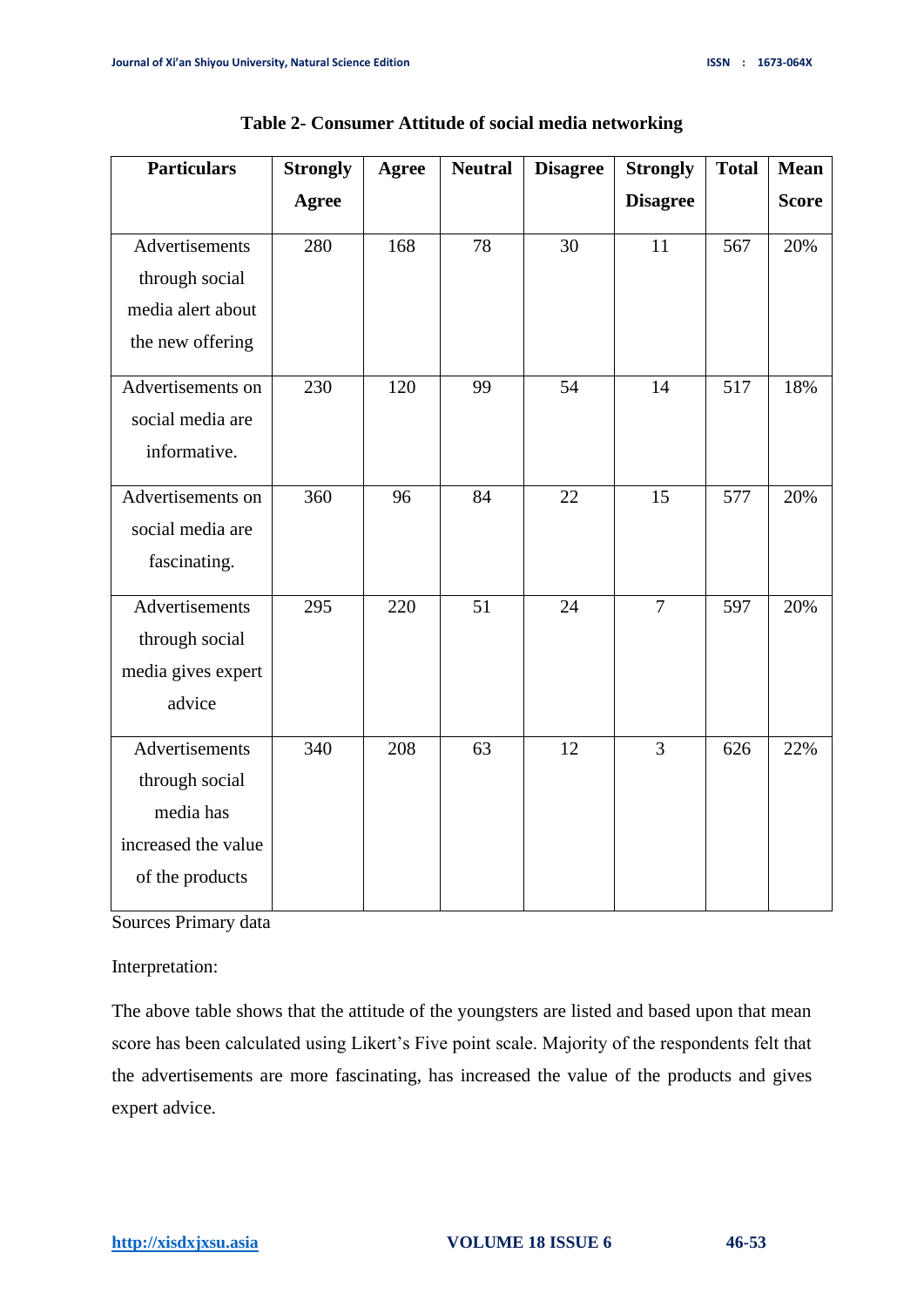**Table 2- Consumer Attitude of social media networking**

| Particulars | Strongly Agree | Agree | Neutral | Disagree | Strongly Disagree | Total | Mean Score |
|---|---|---|---|---|---|---|---|
| Advertisements through social media alert about the new offering | 280 | 168 | 78 | 30 | 11 | 567 | 20% |
| Advertisements on social media are informative. | 230 | 120 | 99 | 54 | 14 | 517 | 18% |
| Advertisements on social media are fascinating. | 360 | 96 | 84 | 22 | 15 | 577 | 20% |
| Advertisements through social media gives expert advice | 295 | 220 | 51 | 24 | 7 | 597 | 20% |
| Advertisements through social media has increased the value of the products | 340 | 208 | 63 | 12 | 3 | 626 | 22% |

Sources Primary data

Interpretation:

The above table shows that the attitude of the youngsters are listed and based upon that mean score has been calculated using Likert's Five point scale. Majority of the respondents felt that the advertisements are more fascinating, has increased the value of the products and gives expert advice.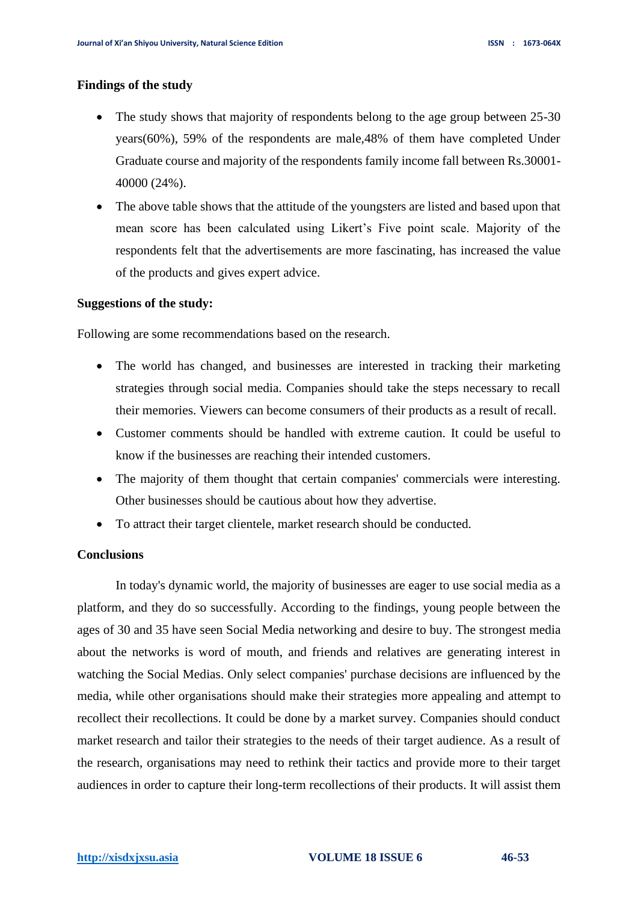**Findings of the study**

- The study shows that majority of respondents belong to the age group between 25-30 years(60%), 59% of the respondents are male,48% of them have completed Under Graduate course and majority of the respondents family income fall between Rs.30001-40000 (24%).
- The above table shows that the attitude of the youngsters are listed and based upon that mean score has been calculated using Likert's Five point scale. Majority of the respondents felt that the advertisements are more fascinating, has increased the value of the products and gives expert advice.

**Suggestions of the study:**

Following are some recommendations based on the research.

- The world has changed, and businesses are interested in tracking their marketing strategies through social media. Companies should take the steps necessary to recall their memories. Viewers can become consumers of their products as a result of recall.
- Customer comments should be handled with extreme caution. It could be useful to know if the businesses are reaching their intended customers.
- The majority of them thought that certain companies' commercials were interesting. Other businesses should be cautious about how they advertise.
- To attract their target clientele, market research should be conducted.

**Conclusions**

In today's dynamic world, the majority of businesses are eager to use social media as a platform, and they do so successfully. According to the findings, young people between the ages of 30 and 35 have seen Social Media networking and desire to buy. The strongest media about the networks is word of mouth, and friends and relatives are generating interest in watching the Social Medias. Only select companies' purchase decisions are influenced by the media, while other organisations should make their strategies more appealing and attempt to recollect their recollections. It could be done by a market survey. Companies should conduct market research and tailor their strategies to the needs of their target audience. As a result of the research, organisations may need to rethink their tactics and provide more to their target audiences in order to capture their long-term recollections of their products. It will assist them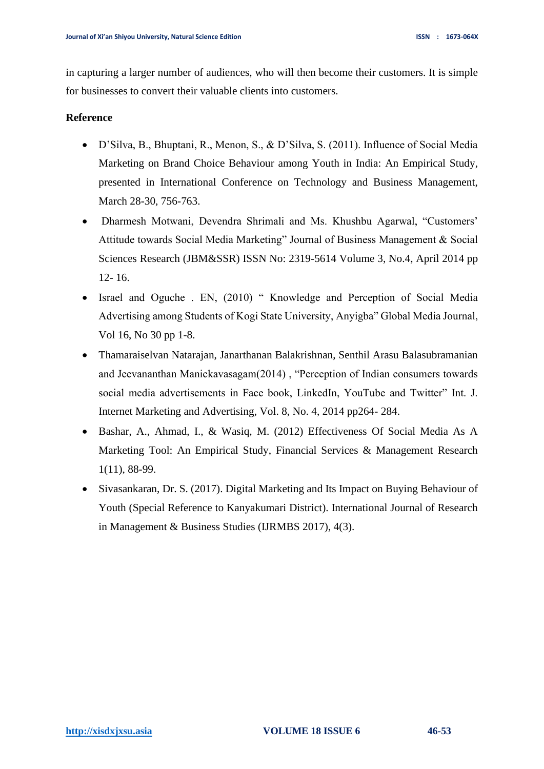in capturing a larger number of audiences, who will then become their customers. It is simple for businesses to convert their valuable clients into customers.

## Reference

- D'Silva, B., Bhuptani, R., Menon, S., & D'Silva, S. (2011). Influence of Social Media Marketing on Brand Choice Behaviour among Youth in India: An Empirical Study, presented in International Conference on Technology and Business Management, March 28-30, 756-763.
- Dharmesh Motwani, Devendra Shrimali and Ms. Khushbu Agarwal, "Customers' Attitude towards Social Media Marketing" Journal of Business Management & Social Sciences Research (JBM&SSR) ISSN No: 2319-5614 Volume 3, No.4, April 2014 pp 12- 16.
- Israel and Oguche . EN, (2010) " Knowledge and Perception of Social Media Advertising among Students of Kogi State University, Anyigba" Global Media Journal, Vol 16, No 30 pp 1-8.
- Thamaraiselvan Natarajan, Janarthanan Balakrishnan, Senthil Arasu Balasubramanian and Jeevananthan Manickavasagam(2014) , "Perception of Indian consumers towards social media advertisements in Face book, LinkedIn, YouTube and Twitter" Int. J. Internet Marketing and Advertising, Vol. 8, No. 4, 2014 pp264- 284.
- Bashar, A., Ahmad, I., & Wasiq, M. (2012) Effectiveness Of Social Media As A Marketing Tool: An Empirical Study, Financial Services & Management Research 1(11), 88-99.
- Sivasankaran, Dr. S. (2017). Digital Marketing and Its Impact on Buying Behaviour of Youth (Special Reference to Kanyakumari District). International Journal of Research in Management & Business Studies (IJRMBS 2017), 4(3).